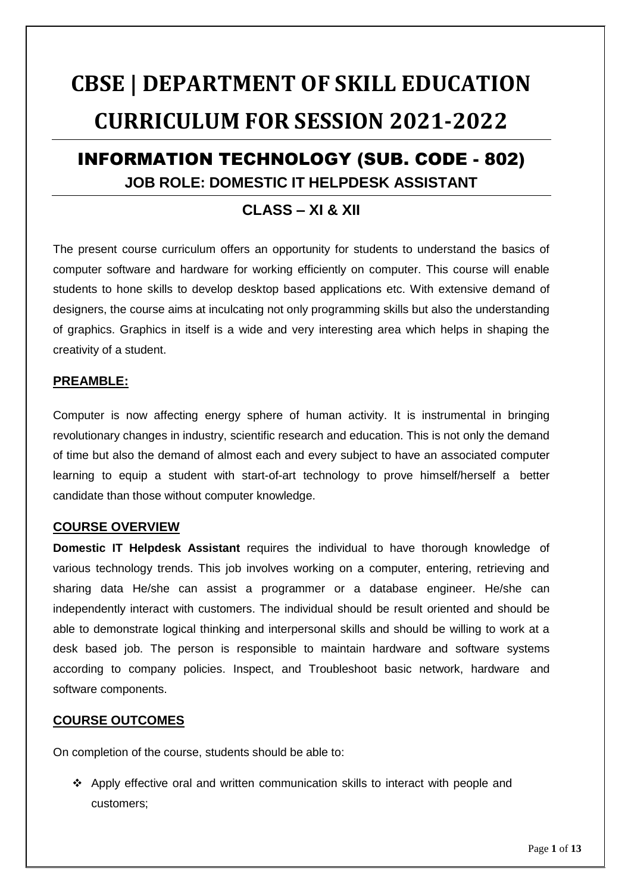# CBSE | DEPARTMENT OF SKILL EDUCATION CURRICULUM FOR SESSION 2021-2022

## INFORMATION TECHNOLOGY (SUB. CODE - 802)

### JOB ROLE: DOMESTIC IT HELPDESK ASSISTANT

### CLASS – XI & XII

The present course curriculum offers an opportunity for students to understand the basics of computer software and hardware for working efficiently on computer. This course will enable students to hone skills to develop desktop based applications etc. With extensive demand of designers, the course aims at inculcating not only programming skills but also the understanding of graphics. Graphics in itself is a wide and very interesting area which helps in shaping the creativity of a student.

**PREAMBLE:**

Computer is now affecting energy sphere of human activity. It is instrumental in bringing revolutionary changes in industry, scientific research and education. This is not only the demand of time but also the demand of almost each and every subject to have an associated computer learning to equip a student with start-of-art technology to prove himself/herself a better candidate than those without computer knowledge.

**COURSE OVERVIEW**

**Domestic IT Helpdesk Assistant** requires the individual to have thorough knowledge of various technology trends. This job involves working on a computer, entering, retrieving and sharing data He/she can assist a programmer or a database engineer. He/she can independently interact with customers. The individual should be result oriented and should be able to demonstrate logical thinking and interpersonal skills and should be willing to work at a desk based job. The person is responsible to maintain hardware and software systems according to company policies. Inspect, and Troubleshoot basic network, hardware and software components.

**COURSE OUTCOMES**

On completion of the course, students should be able to:

- Apply effective oral and written communication skills to interact with people and customers;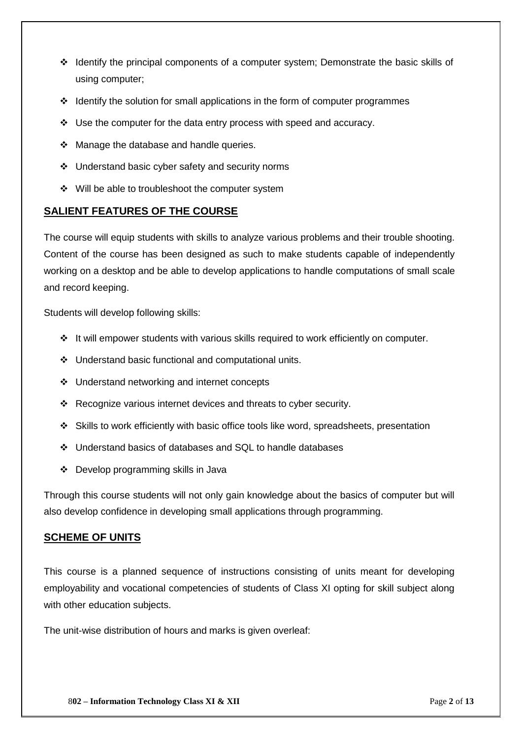- Identify the principal components of a computer system; Demonstrate the basic skills of using computer;
- Identify the solution for small applications in the form of computer programmes
- Use the computer for the data entry process with speed and accuracy.
- Manage the database and handle queries.
- Understand basic cyber safety and security norms
- Will be able to troubleshoot the computer system

## SALIENT FEATURES OF THE COURSE

The course will equip students with skills to analyze various problems and their trouble shooting. Content of the course has been designed as such to make students capable of independently working on a desktop and be able to develop applications to handle computations of small scale and record keeping.

Students will develop following skills:

- It will empower students with various skills required to work efficiently on computer.
- Understand basic functional and computational units.
- Understand networking and internet concepts
- Recognize various internet devices and threats to cyber security.
- Skills to work efficiently with basic office tools like word, spreadsheets, presentation
- Understand basics of databases and SQL to handle databases
- Develop programming skills in Java

Through this course students will not only gain knowledge about the basics of computer but will also develop confidence in developing small applications through programming.

## SCHEME OF UNITS

This course is a planned sequence of instructions consisting of units meant for developing employability and vocational competencies of students of Class XI opting for skill subject along with other education subjects.

The unit-wise distribution of hours and marks is given overleaf: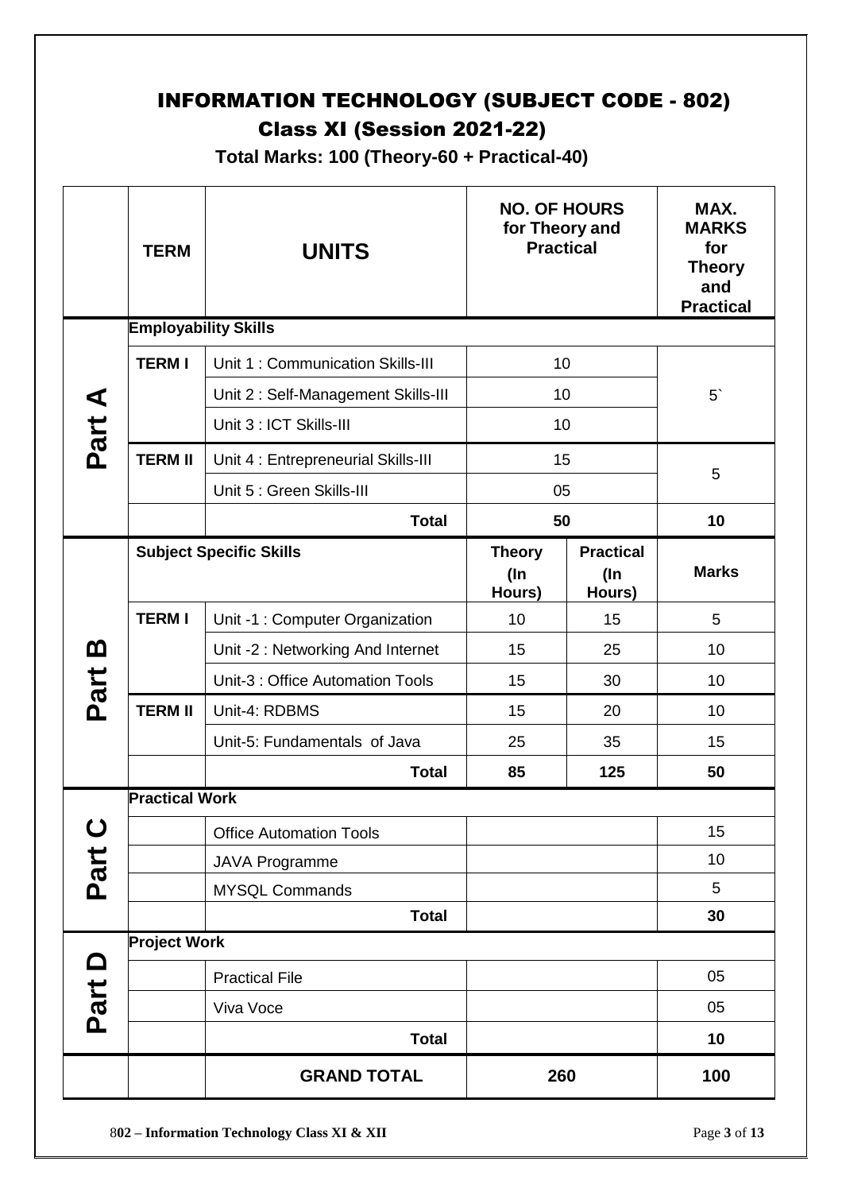# INFORMATION TECHNOLOGY (SUBJECT CODE - 802)

## Class XI (Session 2021-22)

**Total Marks: 100 (Theory-60 + Practical-40)**

| | TERM | UNITS | NO. OF HOURS for Theory and Practical | | MAX. MARKS for Theory and Practical |
|---|---|---|---|---|---|
| Part A | **Employability Skills** | | | | |
| | **TERM I** | Unit 1 : Communication Skills-III | 10 | | 5` |
| | | Unit 2 : Self-Management Skills-III | 10 | | |
| | | Unit 3 : ICT Skills-III | 10 | | |
| | **TERM II** | Unit 4 : Entrepreneurial Skills-III | 15 | | 5 |
| | | Unit 5 : Green Skills-III | 05 | | |
| | | **Total** | **50** | | **10** |
| Part B | **Subject Specific Skills** | | **Theory (In Hours)** | **Practical (In Hours)** | **Marks** |
| | **TERM I** | Unit -1 : Computer Organization | 10 | 15 | 5 |
| | | Unit -2 : Networking And Internet | 15 | 25 | 10 |
| | | Unit-3 : Office Automation Tools | 15 | 30 | 10 |
| | **TERM II** | Unit-4: RDBMS | 15 | 20 | 10 |
| | | Unit-5: Fundamentals of Java | 25 | 35 | 15 |
| | | **Total** | **85** | **125** | **50** |
| Part C | **Practical Work** | | | | |
| | | Office Automation Tools | | | 15 |
| | | JAVA Programme | | | 10 |
| | | MYSQL Commands | | | 5 |
| | | **Total** | | | **30** |
| Part D | **Project Work** | | | | |
| | | Practical File | | | 05 |
| | | Viva Voce | | | 05 |
| | | **Total** | | | **10** |
| | | **GRAND TOTAL** | **260** | | **100** |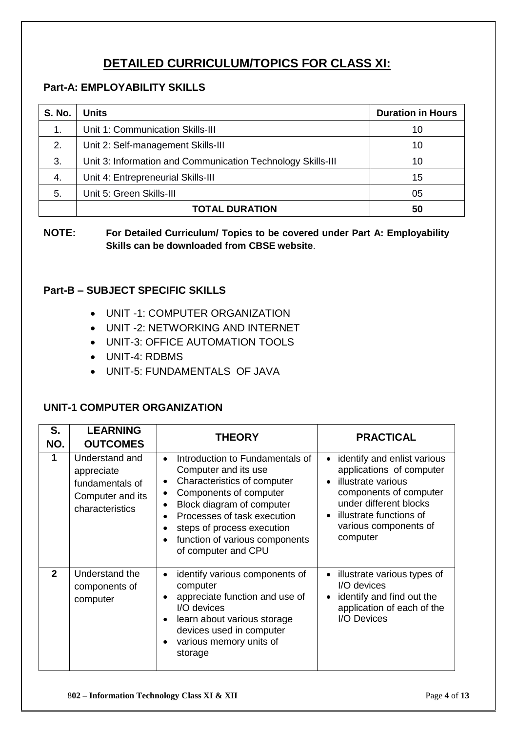# DETAILED CURRICULUM/TOPICS FOR CLASS XI:

## Part-A: EMPLOYABILITY SKILLS

| S. No. | Units | Duration in Hours |
|---|---|---|
| 1. | Unit 1: Communication Skills-III | 10 |
| 2. | Unit 2: Self-management Skills-III | 10 |
| 3. | Unit 3: Information and Communication Technology Skills-III | 10 |
| 4. | Unit 4: Entrepreneurial Skills-III | 15 |
| 5. | Unit 5: Green Skills-III | 05 |
| | **TOTAL DURATION** | **50** |

**NOTE:** **For Detailed Curriculum/ Topics to be covered under Part A: Employability Skills can be downloaded from CBSE website**.

## Part-B – SUBJECT SPECIFIC SKILLS

- UNIT -1: COMPUTER ORGANIZATION
- UNIT -2: NETWORKING AND INTERNET
- UNIT-3: OFFICE AUTOMATION TOOLS
- UNIT-4: RDBMS
- UNIT-5: FUNDAMENTALS OF JAVA

### UNIT-1 COMPUTER ORGANIZATION

| S. NO. | LEARNING OUTCOMES | THEORY | PRACTICAL |
|---|---|---|---|
| **1** | Understand and appreciate fundamentals of Computer and its characteristics | • Introduction to Fundamentals of Computer and its use<br>• Characteristics of computer<br>• Components of computer<br>• Block diagram of computer<br>• Processes of task execution<br>• steps of process execution<br>• function of various components of computer and CPU | • identify and enlist various applications of computer<br>• illustrate various components of computer under different blocks<br>• illustrate functions of various components of computer |
| **2** | Understand the components of computer | • identify various components of computer<br>• appreciate function and use of I/O devices<br>• learn about various storage devices used in computer<br>• various memory units of storage | • illustrate various types of I/O devices<br>• identify and find out the application of each of the I/O Devices |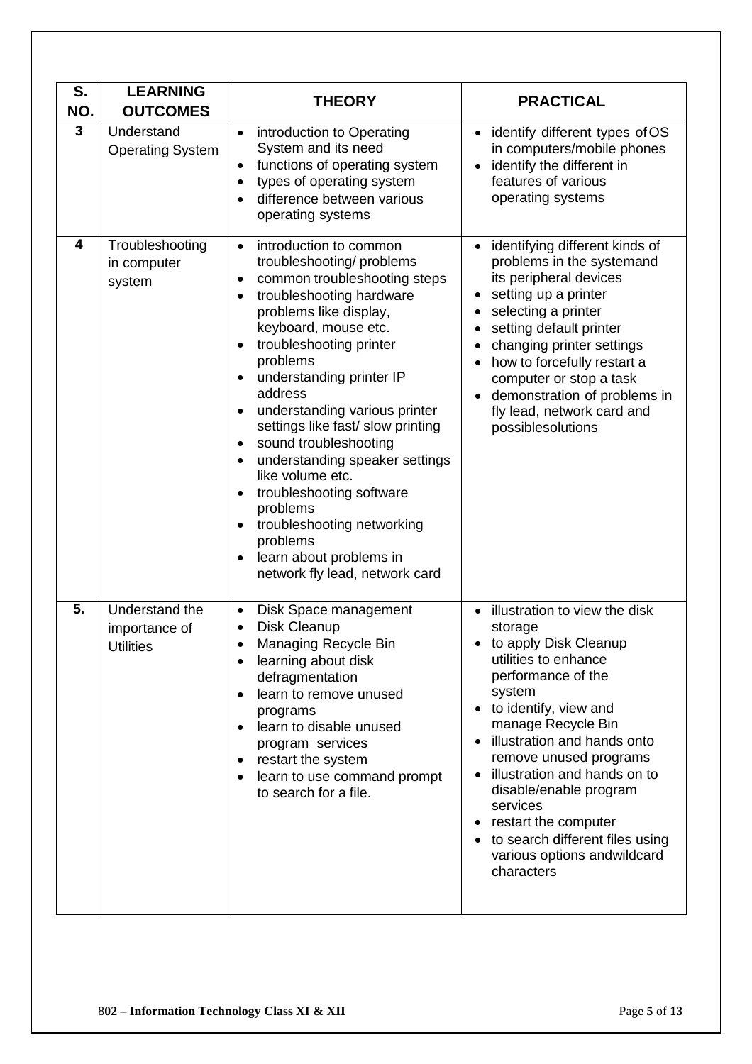| S. NO. | LEARNING OUTCOMES | THEORY | PRACTICAL |
|---|---|---|---|
| 3 | Understand Operating System | • introduction to Operating System and its need<br>• functions of operating system<br>• types of operating system<br>• difference between various operating systems | • identify different types of OS in computers/mobile phones<br>• identify the different in features of various operating systems |
| 4 | Troubleshooting in computer system | • introduction to common troubleshooting/ problems<br>• common troubleshooting steps<br>• troubleshooting hardware problems like display, keyboard, mouse etc.<br>• troubleshooting printer problems<br>• understanding printer IP address<br>• understanding various printer settings like fast/ slow printing<br>• sound troubleshooting<br>• understanding speaker settings like volume etc.<br>• troubleshooting software problems<br>• troubleshooting networking problems<br>• learn about problems in network fly lead, network card | • identifying different kinds of problems in the systemand its peripheral devices<br>• setting up a printer<br>• selecting a printer<br>• setting default printer<br>• changing printer settings<br>• how to forcefully restart a computer or stop a task<br>• demonstration of problems in fly lead, network card and possiblesolutions |
| 5. | Understand the importance of Utilities | • Disk Space management<br>• Disk Cleanup<br>• Managing Recycle Bin<br>• learning about disk defragmentation<br>• learn to remove unused programs<br>• learn to disable unused program services<br>• restart the system<br>• learn to use command prompt to search for a file. | • illustration to view the disk storage<br>• to apply Disk Cleanup utilities to enhance performance of the system<br>• to identify, view and manage Recycle Bin<br>• illustration and hands onto remove unused programs<br>• illustration and hands on to disable/enable program services<br>• restart the computer<br>• to search different files using various options andwildcard characters |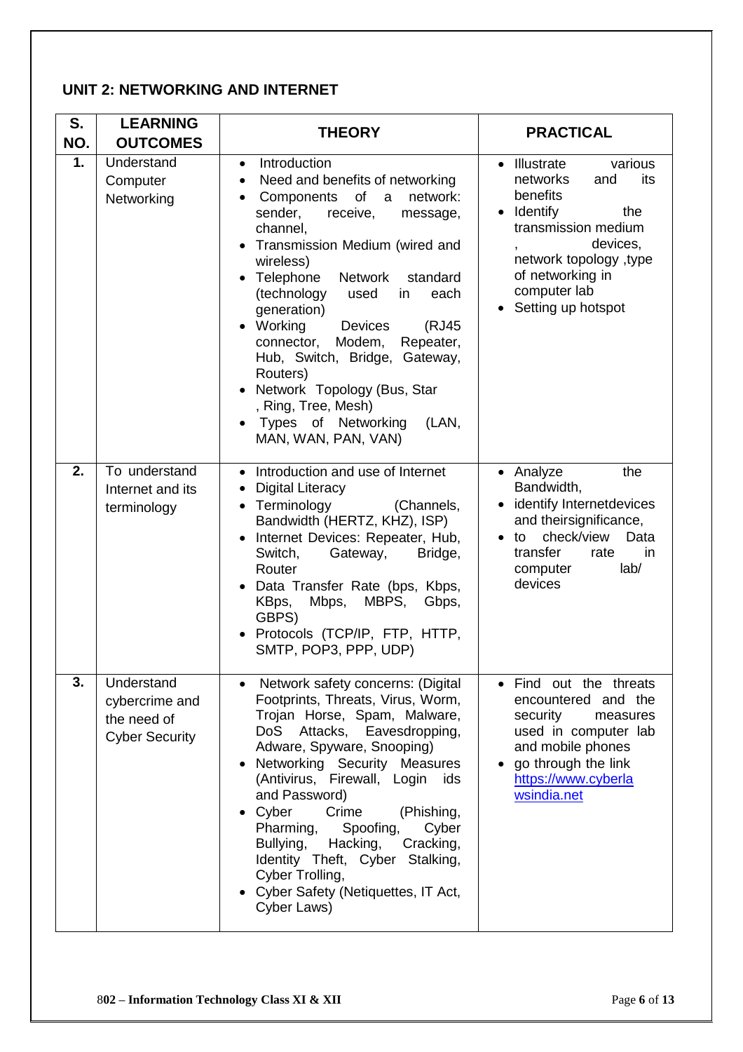## UNIT 2: NETWORKING AND INTERNET

| S. NO. | LEARNING OUTCOMES | THEORY | PRACTICAL |
|---|---|---|---|
| 1. | Understand Computer Networking | • Introduction<br>• Need and benefits of networking<br>• Components of a network: sender, receive, message, channel,<br>• Transmission Medium (wired and wireless)<br>• Telephone Network standard (technology used in each generation)<br>• Working Devices (RJ45 connector, Modem, Repeater, Hub, Switch, Bridge, Gateway, Routers)<br>• Network Topology (Bus, Star , Ring, Tree, Mesh)<br>• Types of Networking (LAN, MAN, WAN, PAN, VAN) | • Illustrate various networks and its benefits<br>• Identify the transmission medium , devices, network topology ,type of networking in computer lab<br>• Setting up hotspot |
| 2. | To understand Internet and its terminology | • Introduction and use of Internet<br>• Digital Literacy<br>• Terminology (Channels, Bandwidth (HERTZ, KHZ), ISP)<br>• Internet Devices: Repeater, Hub, Switch, Gateway, Bridge, Router<br>• Data Transfer Rate (bps, Kbps, KBps, Mbps, MBPS, Gbps, GBPS)<br>• Protocols (TCP/IP, FTP, HTTP, SMTP, POP3, PPP, UDP) | • Analyze the Bandwidth,<br>• identify Internetdevices and theirsignificance,<br>• to check/view Data transfer rate in computer lab/ devices |
| 3. | Understand cybercrime and the need of Cyber Security | • Network safety concerns: (Digital Footprints, Threats, Virus, Worm, Trojan Horse, Spam, Malware, DoS Attacks, Eavesdropping, Adware, Spyware, Snooping)<br>• Networking Security Measures (Antivirus, Firewall, Login ids and Password)<br>• Cyber Crime (Phishing, Pharming, Spoofing, Cyber Bullying, Hacking, Cracking, Identity Theft, Cyber Stalking, Cyber Trolling,<br>• Cyber Safety (Netiquettes, IT Act, Cyber Laws) | • Find out the threats encountered and the security measures used in computer lab and mobile phones<br>• go through the link [https://www.cyberlawsindia.net](https://www.cyberlawsindia.net) |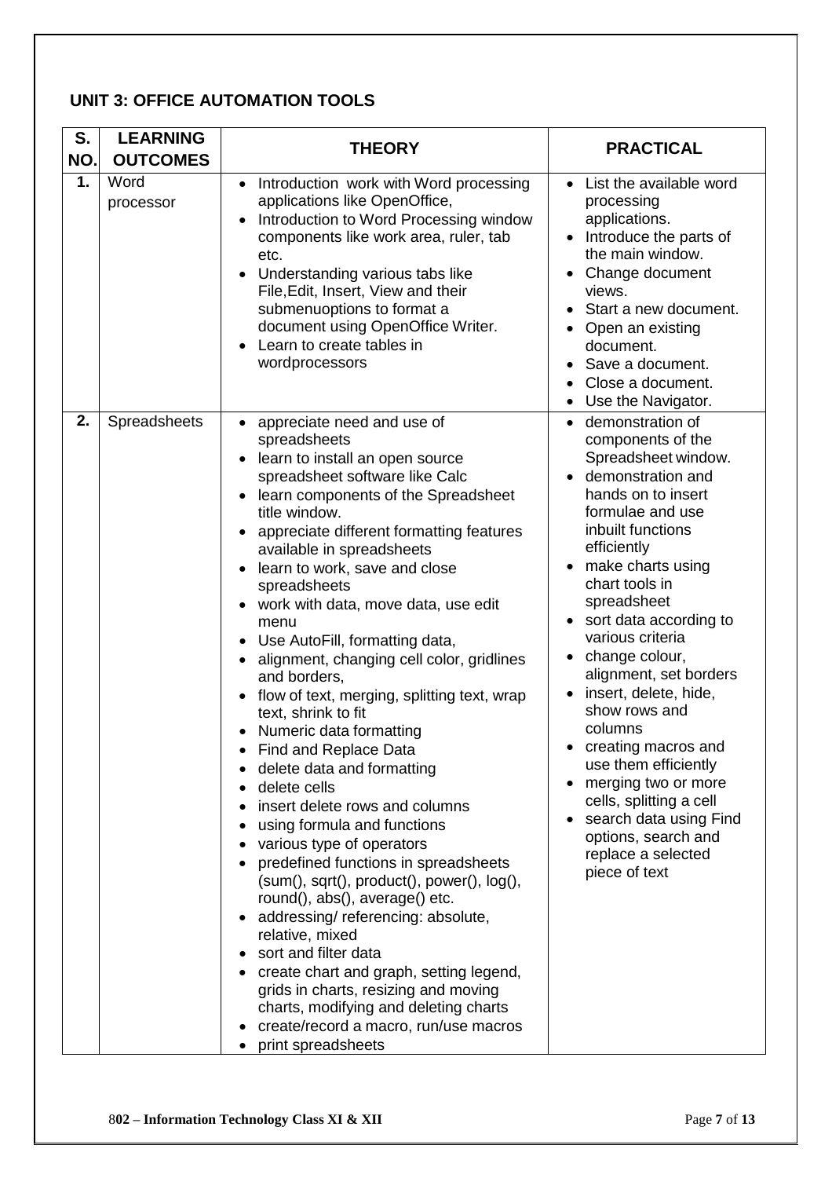## UNIT 3: OFFICE AUTOMATION TOOLS

| S. NO. | LEARNING OUTCOMES | THEORY | PRACTICAL |
|---|---|---|---|
| 1. | Word processor | • Introduction work with Word processing applications like OpenOffice,<br>• Introduction to Word Processing window components like work area, ruler, tab etc.<br>• Understanding various tabs like File,Edit, Insert, View and their submenuoptions to format a document using OpenOffice Writer.<br>• Learn to create tables in wordprocessors | • List the available word processing applications.<br>• Introduce the parts of the main window.<br>• Change document views.<br>• Start a new document.<br>• Open an existing document.<br>• Save a document.<br>• Close a document.<br>• Use the Navigator. |
| 2. | Spreadsheets | • appreciate need and use of spreadsheets<br>• learn to install an open source spreadsheet software like Calc<br>• learn components of the Spreadsheet title window.<br>• appreciate different formatting features available in spreadsheets<br>• learn to work, save and close spreadsheets<br>• work with data, move data, use edit menu<br>• Use AutoFill, formatting data,<br>• alignment, changing cell color, gridlines and borders,<br>• flow of text, merging, splitting text, wrap text, shrink to fit<br>• Numeric data formatting<br>• Find and Replace Data<br>• delete data and formatting<br>• delete cells<br>• insert delete rows and columns<br>• using formula and functions<br>• various type of operators<br>• predefined functions in spreadsheets (sum(), sqrt(), product(), power(), log(), round(), abs(), average() etc.<br>• addressing/ referencing: absolute, relative, mixed<br>• sort and filter data<br>• create chart and graph, setting legend, grids in charts, resizing and moving charts, modifying and deleting charts<br>• create/record a macro, run/use macros<br>• print spreadsheets | • demonstration of components of the Spreadsheet window.<br>• demonstration and hands on to insert formulae and use inbuilt functions efficiently<br>• make charts using chart tools in spreadsheet<br>• sort data according to various criteria<br>• change colour, alignment, set borders<br>• insert, delete, hide, show rows and columns<br>• creating macros and use them efficiently<br>• merging two or more cells, splitting a cell<br>• search data using Find options, search and replace a selected piece of text |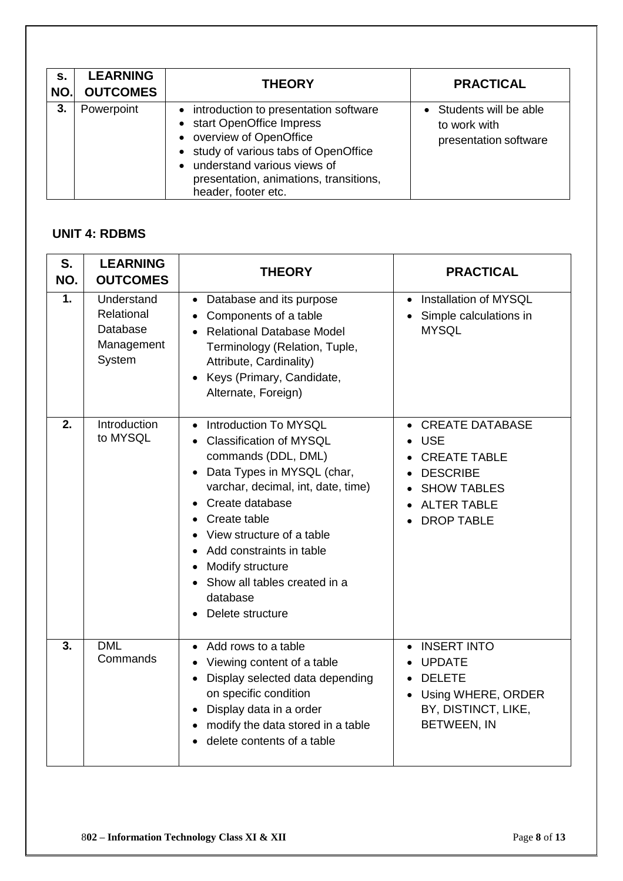| S. NO. | LEARNING OUTCOMES | THEORY | PRACTICAL |
|---|---|---|---|
| 3. | Powerpoint | • introduction to presentation software<br>• start OpenOffice Impress<br>• overview of OpenOffice<br>• study of various tabs of OpenOffice<br>• understand various views of presentation, animations, transitions, header, footer etc. | • Students will be able to work with presentation software |

## UNIT 4: RDBMS

| S. NO. | LEARNING OUTCOMES | THEORY | PRACTICAL |
|---|---|---|---|
| 1. | Understand Relational Database Management System | • Database and its purpose<br>• Components of a table<br>• Relational Database Model Terminology (Relation, Tuple, Attribute, Cardinality)<br>• Keys (Primary, Candidate, Alternate, Foreign) | • Installation of MYSQL<br>• Simple calculations in MYSQL |
| 2. | Introduction to MYSQL | • Introduction To MYSQL<br>• Classification of MYSQL commands (DDL, DML)<br>• Data Types in MYSQL (char, varchar, decimal, int, date, time)<br>• Create database<br>• Create table<br>• View structure of a table<br>• Add constraints in table<br>• Modify structure<br>• Show all tables created in a database<br>• Delete structure | • CREATE DATABASE<br>• USE<br>• CREATE TABLE<br>• DESCRIBE<br>• SHOW TABLES<br>• ALTER TABLE<br>• DROP TABLE |
| 3. | DML Commands | • Add rows to a table<br>• Viewing content of a table<br>• Display selected data depending on specific condition<br>• Display data in a order<br>• modify the data stored in a table<br>• delete contents of a table | • INSERT INTO<br>• UPDATE<br>• DELETE<br>• Using WHERE, ORDER BY, DISTINCT, LIKE, BETWEEN, IN |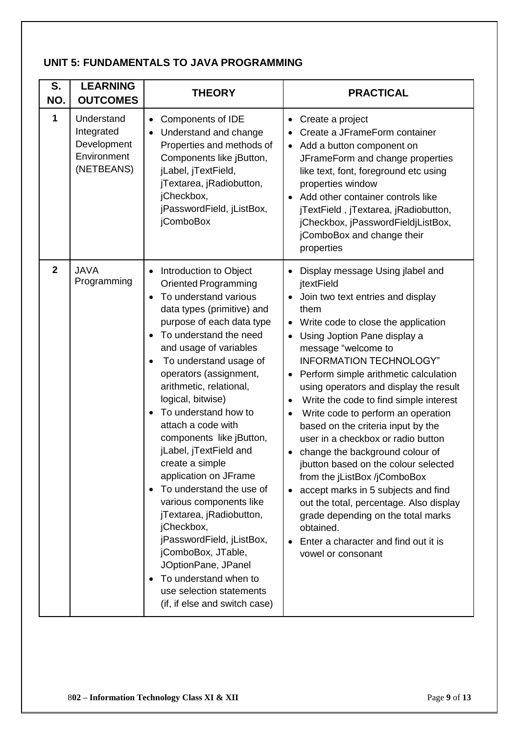## UNIT 5: FUNDAMENTALS TO JAVA PROGRAMMING

| S. NO. | LEARNING OUTCOMES | THEORY | PRACTICAL |
|---|---|---|---|
| 1 | Understand Integrated Development Environment (NETBEANS) | • Components of IDE<br>• Understand and change Properties and methods of Components like jButton, jLabel, jTextField, jTextarea, jRadiobutton, jCheckbox, jPasswordField, jListBox, jComboBox | • Create a project<br>• Create a JFrameForm container<br>• Add a button component on JFrameForm and change properties like text, font, foreground etc using properties window<br>• Add other container controls like jTextField , jTextarea, jRadiobutton, jCheckbox, jPasswordFieldjListBox, jComboBox and change their properties |
| 2 | JAVA Programming | • Introduction to Object Oriented Programming<br>• To understand various data types (primitive) and purpose of each data type<br>• To understand the need and usage of variables<br>• To understand usage of operators (assignment, arithmetic, relational, logical, bitwise)<br>• To understand how to attach a code with components like jButton, jLabel, jTextField and create a simple application on JFrame<br>• To understand the use of various components like jTextarea, jRadiobutton, jCheckbox, jPasswordField, jListBox, jComboBox, JTable, JOptionPane, JPanel<br>• To understand when to use selection statements (if, if else and switch case) | • Display message Using jlabel and jtextField<br>• Join two text entries and display them<br>• Write code to close the application<br>• Using Joption Pane display a message "welcome to INFORMATION TECHNOLOGY"<br>• Perform simple arithmetic calculation using operators and display the result<br>• Write the code to find simple interest<br>• Write code to perform an operation based on the criteria input by the user in a checkbox or radio button<br>• change the background colour of jbutton based on the colour selected from the jListBox /jComboBox<br>• accept marks in 5 subjects and find out the total, percentage. Also display grade depending on the total marks obtained.<br>• Enter a character and find out it is vowel or consonant |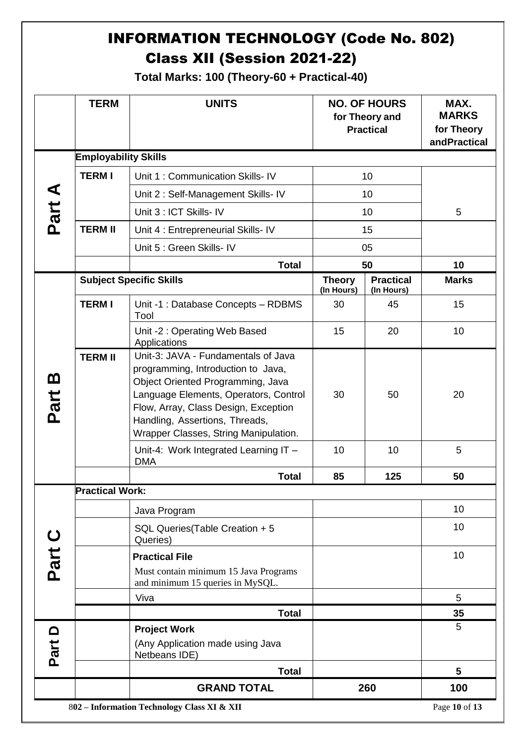# INFORMATION TECHNOLOGY (Code No. 802)
## Class XII (Session 2021-22)

**Total Marks: 100 (Theory-60 + Practical-40)**

| | TERM | UNITS | NO. OF HOURS for Theory and Practical | | MAX. MARKS for Theory andPractical |
|---|---|---|---|---|---|
| **Part A** | **Employability Skills** | | | | |
| | **TERM I** | Unit 1 : Communication Skills- IV | 10 | | |
| | | Unit 2 : Self-Management Skills- IV | 10 | | |
| | | Unit 3 : ICT Skills- IV | 10 | | 5 |
| | **TERM II** | Unit 4 : Entrepreneurial Skills- IV | 15 | | |
| | | Unit 5 : Green Skills- IV | 05 | | |
| | | **Total** | **50** | | **10** |
| **Part B** | **Subject Specific Skills** | | **Theory (In Hours)** | **Practical (In Hours)** | **Marks** |
| | **TERM I** | Unit -1 : Database Concepts – RDBMS Tool | 30 | 45 | 15 |
| | | Unit -2 : Operating Web Based Applications | 15 | 20 | 10 |
| | **TERM II** | Unit-3: JAVA - Fundamentals of Java programming, Introduction to Java, Object Oriented Programming, Java Language Elements, Operators, Control Flow, Array, Class Design, Exception Handling, Assertions, Threads, Wrapper Classes, String Manipulation. | 30 | 50 | 20 |
| | | Unit-4: Work Integrated Learning IT – DMA | 10 | 10 | 5 |
| | | **Total** | **85** | **125** | **50** |
| **Part C** | **Practical Work:** | | | | |
| | | Java Program | | | 10 |
| | | SQL Queries(Table Creation + 5 Queries) | | | 10 |
| | | **Practical File**<br>Must contain minimum 15 Java Programs and minimum 15 queries in MySQL. | | | 10 |
| | | Viva | | | 5 |
| | | **Total** | | | **35** |
| **Part D** | | **Project Work**<br>(Any Application made using Java Netbeans IDE) | | | 5 |
| | | **Total** | | | **5** |
| | | **GRAND TOTAL** | **260** | | **100** |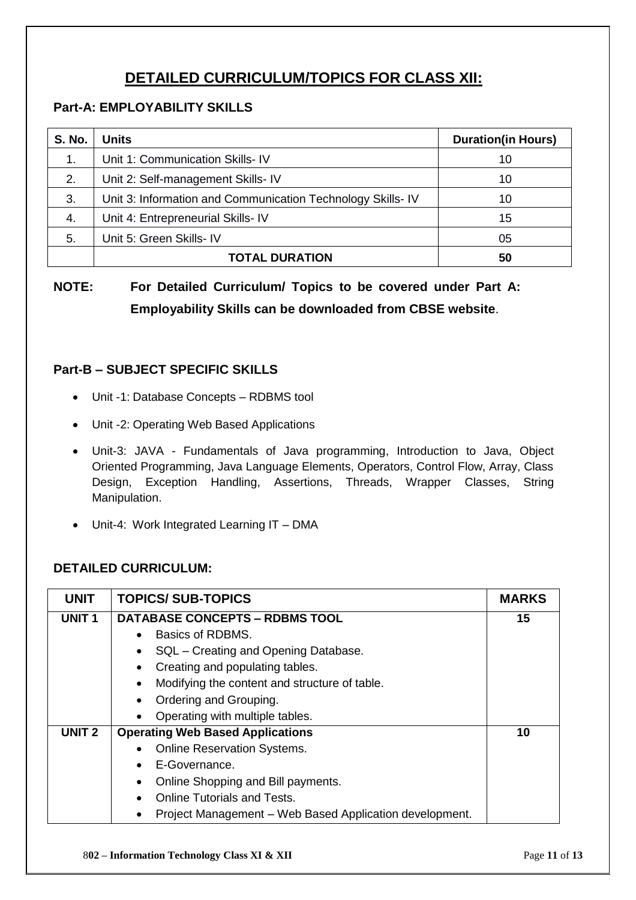# DETAILED CURRICULUM/TOPICS FOR CLASS XII:

### Part-A: EMPLOYABILITY SKILLS

| S. No. | Units | Duration(in Hours) |
|---|---|---|
| 1. | Unit 1: Communication Skills- IV | 10 |
| 2. | Unit 2: Self-management Skills- IV | 10 |
| 3. | Unit 3: Information and Communication Technology Skills- IV | 10 |
| 4. | Unit 4: Entrepreneurial Skills- IV | 15 |
| 5. | Unit 5: Green Skills- IV | 05 |
| | **TOTAL DURATION** | **50** |

**NOTE: For Detailed Curriculum/ Topics to be covered under Part A: Employability Skills can be downloaded from CBSE website**.

### Part-B – SUBJECT SPECIFIC SKILLS

- Unit -1: Database Concepts – RDBMS tool
- Unit -2: Operating Web Based Applications
- Unit-3: JAVA - Fundamentals of Java programming, Introduction to Java, Object Oriented Programming, Java Language Elements, Operators, Control Flow, Array, Class Design, Exception Handling, Assertions, Threads, Wrapper Classes, String Manipulation.
- Unit-4: Work Integrated Learning IT – DMA

### DETAILED CURRICULUM:

| UNIT | TOPICS/ SUB-TOPICS | MARKS |
|---|---|---|
| **UNIT 1** | **DATABASE CONCEPTS – RDBMS TOOL**<br>• Basics of RDBMS.<br>• SQL – Creating and Opening Database.<br>• Creating and populating tables.<br>• Modifying the content and structure of table.<br>• Ordering and Grouping.<br>• Operating with multiple tables. | **15** |
| **UNIT 2** | **Operating Web Based Applications**<br>• Online Reservation Systems.<br>• E-Governance.<br>• Online Shopping and Bill payments.<br>• Online Tutorials and Tests.<br>• Project Management – Web Based Application development. | **10** |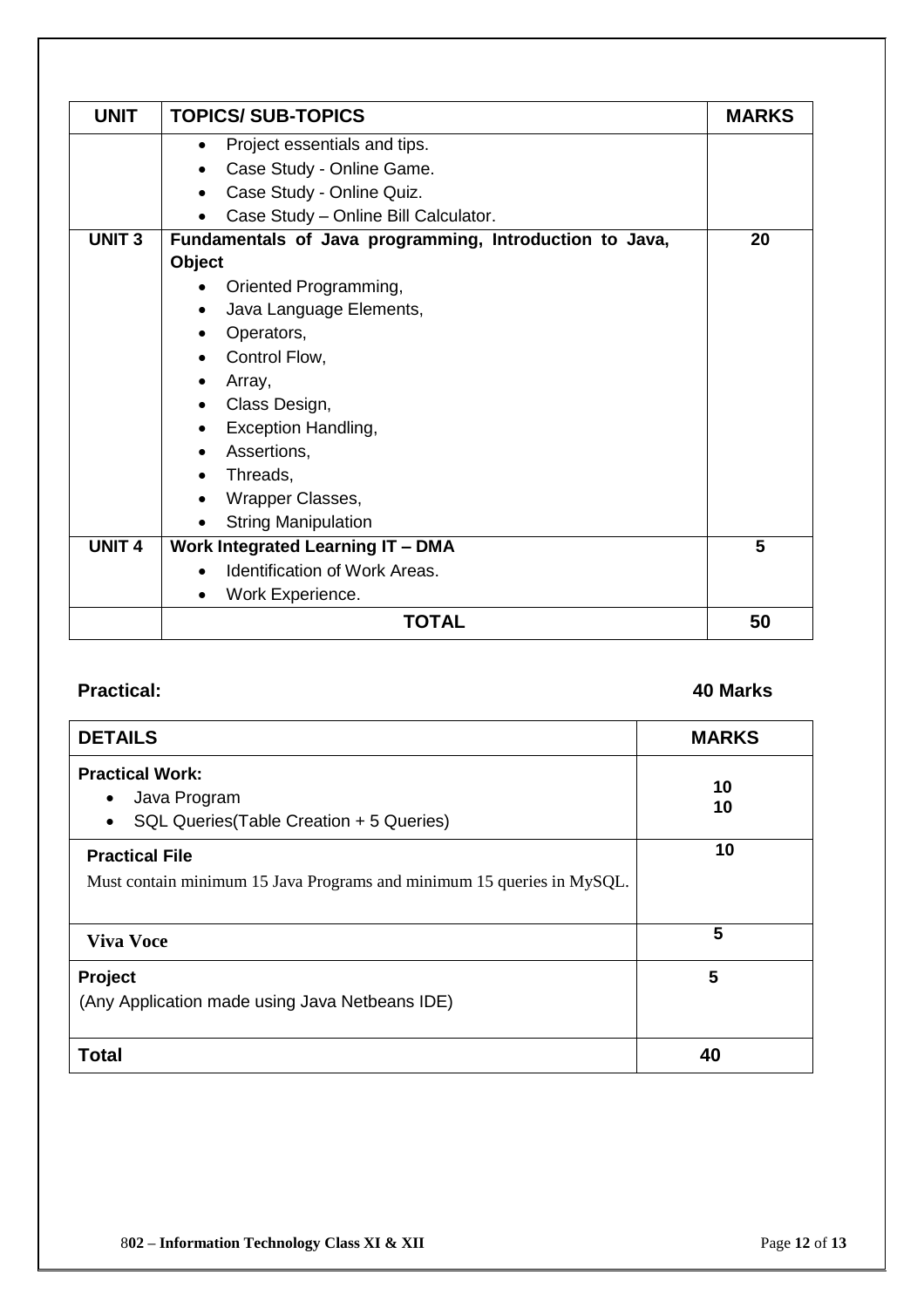| UNIT | TOPICS/ SUB-TOPICS | MARKS |
|---|---|---|
| | • Project essentials and tips.<br>• Case Study - Online Game.<br>• Case Study - Online Quiz.<br>• Case Study – Online Bill Calculator. | |
| **UNIT 3** | **Fundamentals of Java programming, Introduction to Java, Object**<br>• Oriented Programming,<br>• Java Language Elements,<br>• Operators,<br>• Control Flow,<br>• Array,<br>• Class Design,<br>• Exception Handling,<br>• Assertions,<br>• Threads,<br>• Wrapper Classes,<br>• String Manipulation | **20** |
| **UNIT 4** | **Work Integrated Learning IT – DMA**<br>• Identification of Work Areas.<br>• Work Experience. | **5** |
| | **TOTAL** | **50** |

**Practical:** **40 Marks**

| DETAILS | MARKS |
|---|---|
| **Practical Work:**<br>• Java Program<br>• SQL Queries(Table Creation + 5 Queries) | **10**<br>**10** |
| **Practical File**<br>Must contain minimum 15 Java Programs and minimum 15 queries in MySQL. | **10** |
| **Viva Voce** | **5** |
| **Project**<br>(Any Application made using Java Netbeans IDE) | **5** |
| **Total** | **40** |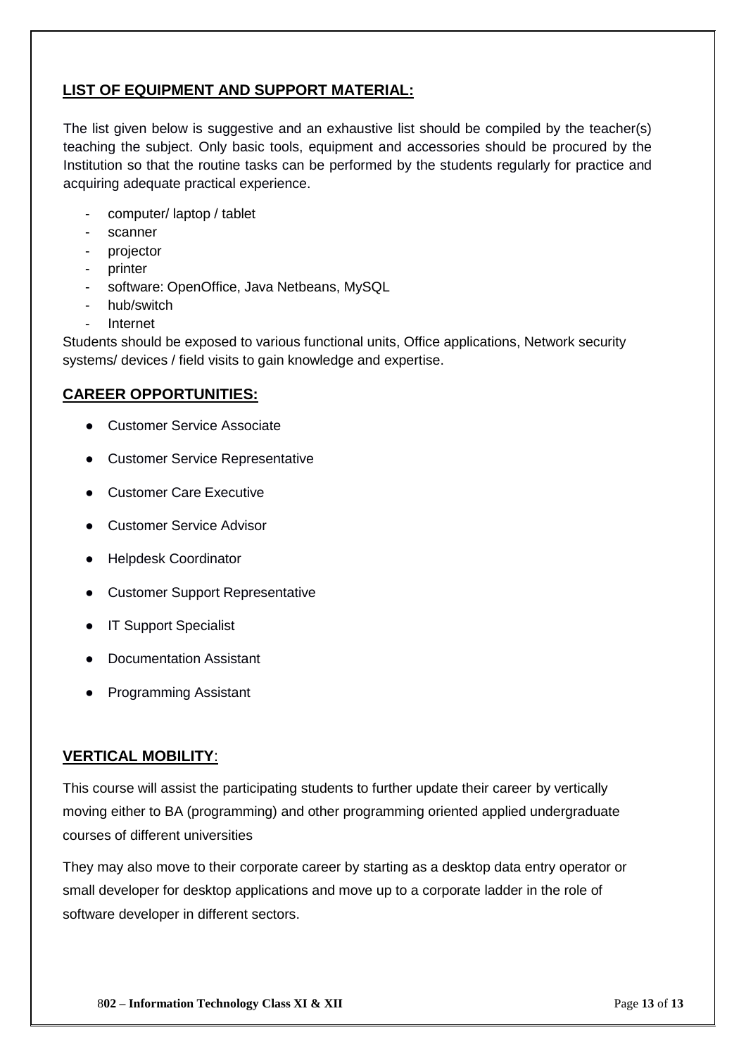## LIST OF EQUIPMENT AND SUPPORT MATERIAL:

The list given below is suggestive and an exhaustive list should be compiled by the teacher(s) teaching the subject. Only basic tools, equipment and accessories should be procured by the Institution so that the routine tasks can be performed by the students regularly for practice and acquiring adequate practical experience.

- computer/ laptop / tablet
- scanner
- projector
- printer
- software: OpenOffice, Java Netbeans, MySQL
- hub/switch
- Internet

Students should be exposed to various functional units, Office applications, Network security systems/ devices / field visits to gain knowledge and expertise.

## CAREER OPPORTUNITIES:

- Customer Service Associate
- Customer Service Representative
- Customer Care Executive
- Customer Service Advisor
- Helpdesk Coordinator
- Customer Support Representative
- IT Support Specialist
- Documentation Assistant
- Programming Assistant

## VERTICAL MOBILITY:

This course will assist the participating students to further update their career by vertically moving either to BA (programming) and other programming oriented applied undergraduate courses of different universities

They may also move to their corporate career by starting as a desktop data entry operator or small developer for desktop applications and move up to a corporate ladder in the role of software developer in different sectors.